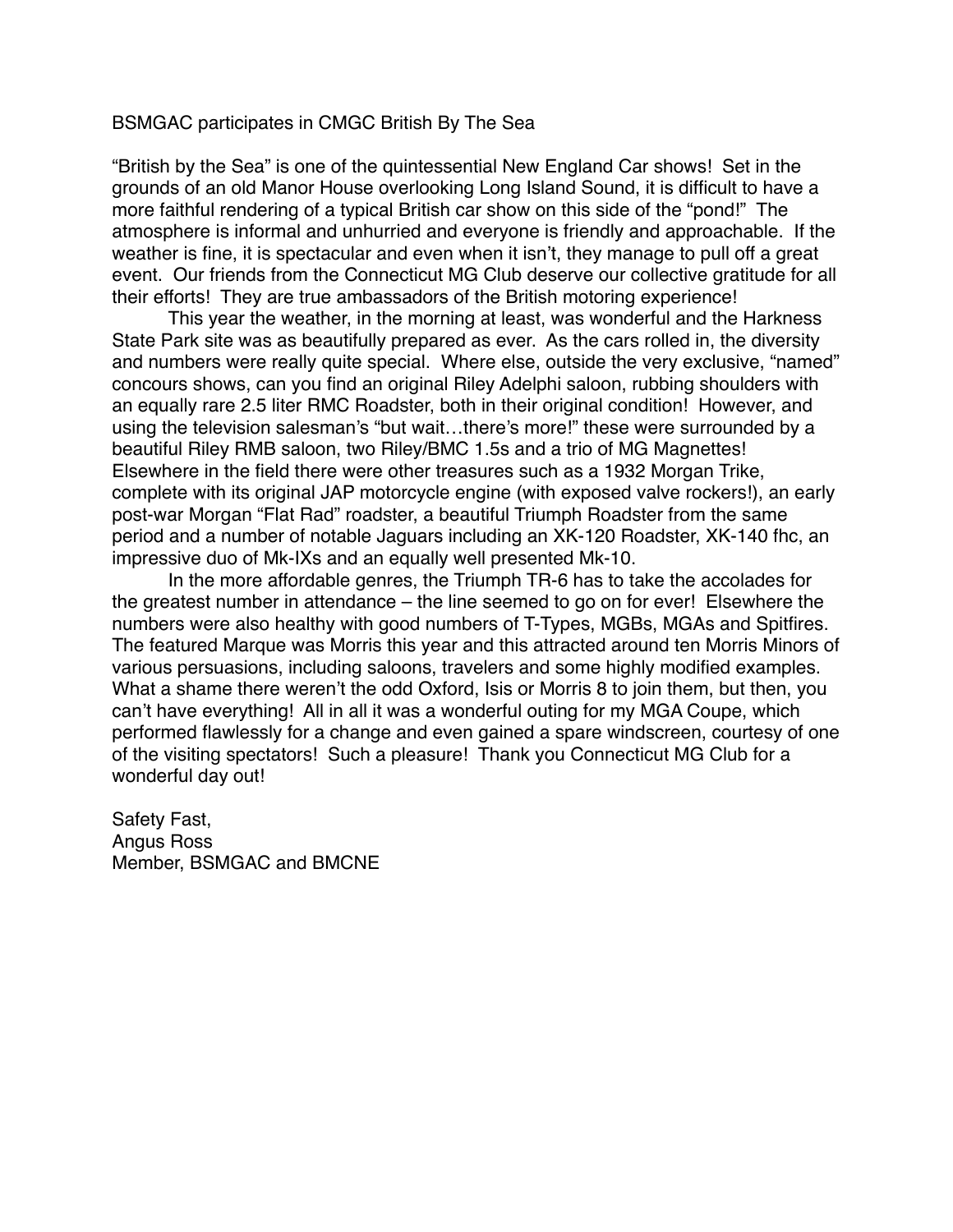BSMGAC participates in CMGC British By The Sea

"British by the Sea" is one of the quintessential New England Car shows! Set in the grounds of an old Manor House overlooking Long Island Sound, it is difficult to have a more faithful rendering of a typical British car show on this side of the "pond!" The atmosphere is informal and unhurried and everyone is friendly and approachable. If the weather is fine, it is spectacular and even when it isn't, they manage to pull off a great event. Our friends from the Connecticut MG Club deserve our collective gratitude for all their efforts! They are true ambassadors of the British motoring experience!

This year the weather, in the morning at least, was wonderful and the Harkness State Park site was as beautifully prepared as ever. As the cars rolled in, the diversity and numbers were really quite special. Where else, outside the very exclusive, "named" concours shows, can you find an original Riley Adelphi saloon, rubbing shoulders with an equally rare 2.5 liter RMC Roadster, both in their original condition! However, and using the television salesman's "but wait…there's more!" these were surrounded by a beautiful Riley RMB saloon, two Riley/BMC 1.5s and a trio of MG Magnettes! Elsewhere in the field there were other treasures such as a 1932 Morgan Trike, complete with its original JAP motorcycle engine (with exposed valve rockers!), an early post-war Morgan "Flat Rad" roadster, a beautiful Triumph Roadster from the same period and a number of notable Jaguars including an XK-120 Roadster, XK-140 fhc, an impressive duo of Mk-IXs and an equally well presented Mk-10.

In the more affordable genres, the Triumph TR-6 has to take the accolades for the greatest number in attendance – the line seemed to go on for ever! Elsewhere the numbers were also healthy with good numbers of T-Types, MGBs, MGAs and Spitfires. The featured Marque was Morris this year and this attracted around ten Morris Minors of various persuasions, including saloons, travelers and some highly modified examples. What a shame there weren't the odd Oxford, Isis or Morris 8 to join them, but then, you can't have everything! All in all it was a wonderful outing for my MGA Coupe, which performed flawlessly for a change and even gained a spare windscreen, courtesy of one of the visiting spectators! Such a pleasure! Thank you Connecticut MG Club for a wonderful day out!

Safety Fast,
Angus Ross
Member, BSMGAC and BMCNE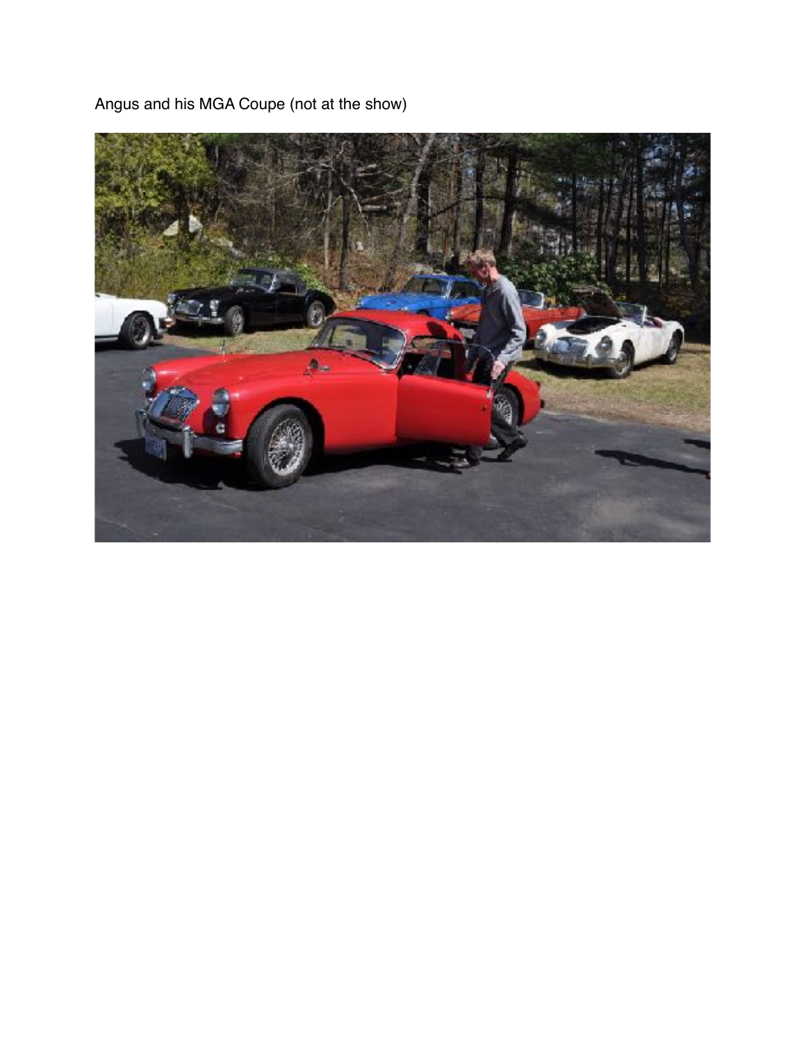Angus and his MGA Coupe (not at the show)